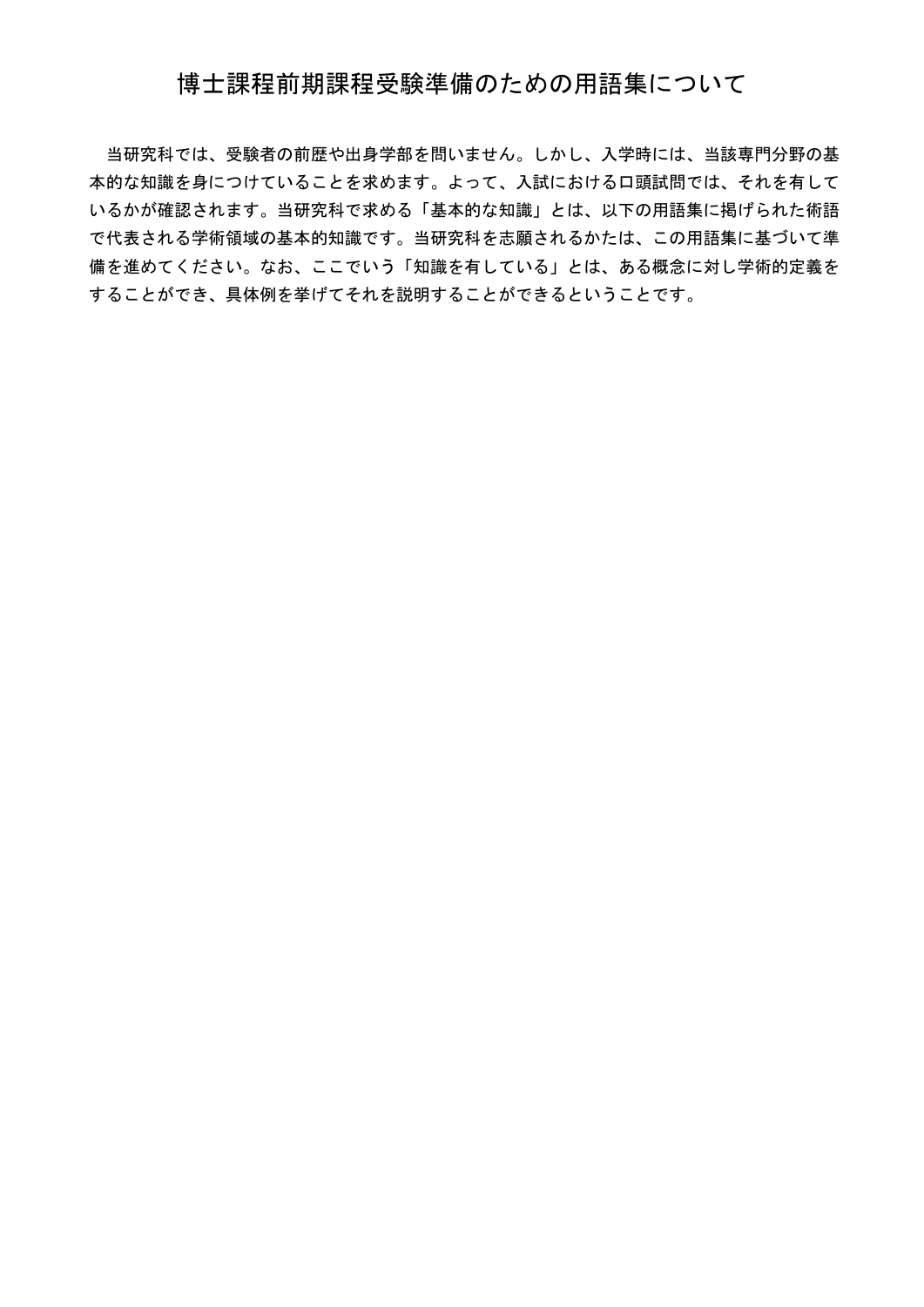# 博士課程前期課程受験準備のための用語集について

当研究科では、受験者の前歴や出身学部を問いません。しかし、入学時には、当該専門分野の基本的な知識を身につけていることを求めます。よって、入試における口頭試問では、それを有しているかが確認されます。当研究科で求める「基本的な知識」とは、以下の用語集に掲げられた術語で代表される学術領域の基本的知識です。当研究科を志願されるかたは、この用語集に基づいて準備を進めてください。なお、ここでいう「知識を有している」とは、ある概念に対し学術的定義をすることができ、具体例を挙げてそれを説明することができるということです。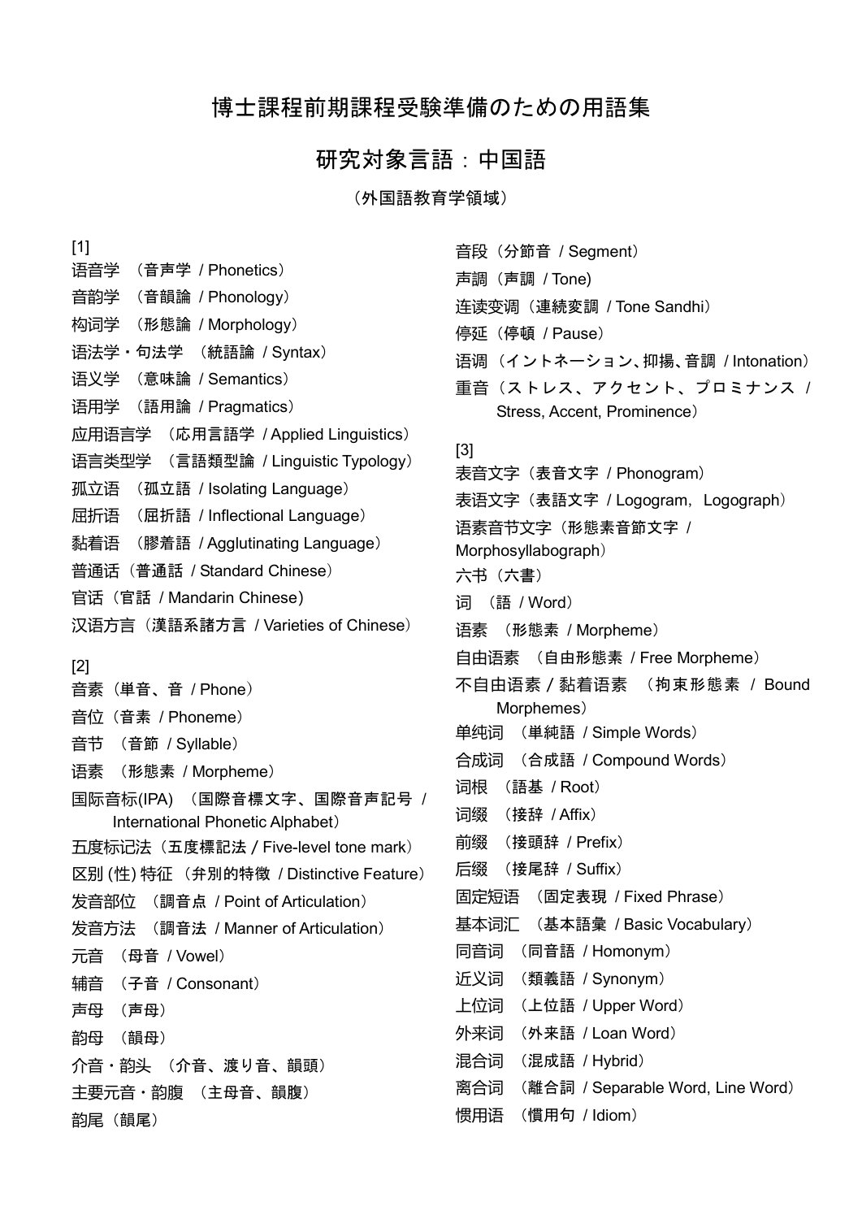# 博士課程前期課程受験準備のための用語集

## 研究対象言語：中国語

（外国語教育学領域）

[1]

语音学　（音声学 / Phonetics）
音韵学　（音韻論 / Phonology）
构词学　（形態論 / Morphology）
语法学・句法学　（統語論 / Syntax）
语义学　（意味論 / Semantics）
语用学　（語用論 / Pragmatics）
应用语言学　（応用言語学 / Applied Linguistics）
语言类型学　（言語類型論 / Linguistic Typology）
孤立语　（孤立語 / Isolating Language）
屈折语　（屈折語 / Inflectional Language）
黏着语　（膠着語 / Agglutinating Language）
普通话（普通話 / Standard Chinese）
官话（官話 / Mandarin Chinese）
汉语方言（漢語系諸方言 / Varieties of Chinese）

[2]

音素（単音、音 / Phone）
音位（音素 / Phoneme）
音节　（音節 / Syllable）
语素　（形態素 / Morpheme）
国际音标(IPA)　（国際音標文字、国際音声記号 / International Phonetic Alphabet）
五度标记法（五度標記法 / Five-level tone mark）
区别 (性) 特征 （弁別的特徴 / Distinctive Feature）
发音部位　（調音点 / Point of Articulation）
发音方法　（調音法 / Manner of Articulation）
元音　（母音 / Vowel）
辅音　（子音 / Consonant）
声母　（声母）
韵母　（韻母）
介音・韵头　（介音、渡り音、韻頭）
主要元音・韵腹　（主母音、韻腹）
韵尾（韻尾）
音段（分節音 / Segment）
声調（声調 / Tone)
连读变调（連続変調 / Tone Sandhi）
停延（停頓 / Pause）
语调（イントネーション、抑揚、音調 / Intonation）
重音（ストレス、アクセント、プロミナンス / Stress, Accent, Prominence）

[3]

表音文字（表音文字 / Phonogram）
表语文字（表語文字 / Logogram，Logograph）
语素音节文字（形態素音節文字 / Morphosyllabograph）
六书（六書）
词　（語 / Word）
语素　（形態素 / Morpheme）
自由语素　（自由形態素 / Free Morpheme）
不自由语素 / 黏着语素　（拘束形態素 / Bound Morphemes）
单纯词　（単純語 / Simple Words）
合成词　（合成語 / Compound Words）
词根　（語基 / Root）
词缀　（接辞 / Affix）
前缀　（接頭辞 / Prefix）
后缀　（接尾辞 / Suffix）
固定短语　（固定表現 / Fixed Phrase）
基本词汇　（基本語彙 / Basic Vocabulary）
同音词　（同音語 / Homonym）
近义词　（類義語 / Synonym）
上位词　（上位語 / Upper Word）
外来词　（外来語 / Loan Word）
混合词　（混成語 / Hybrid）
离合词　（離合詞 / Separable Word, Line Word）
惯用语　（慣用句 / Idiom）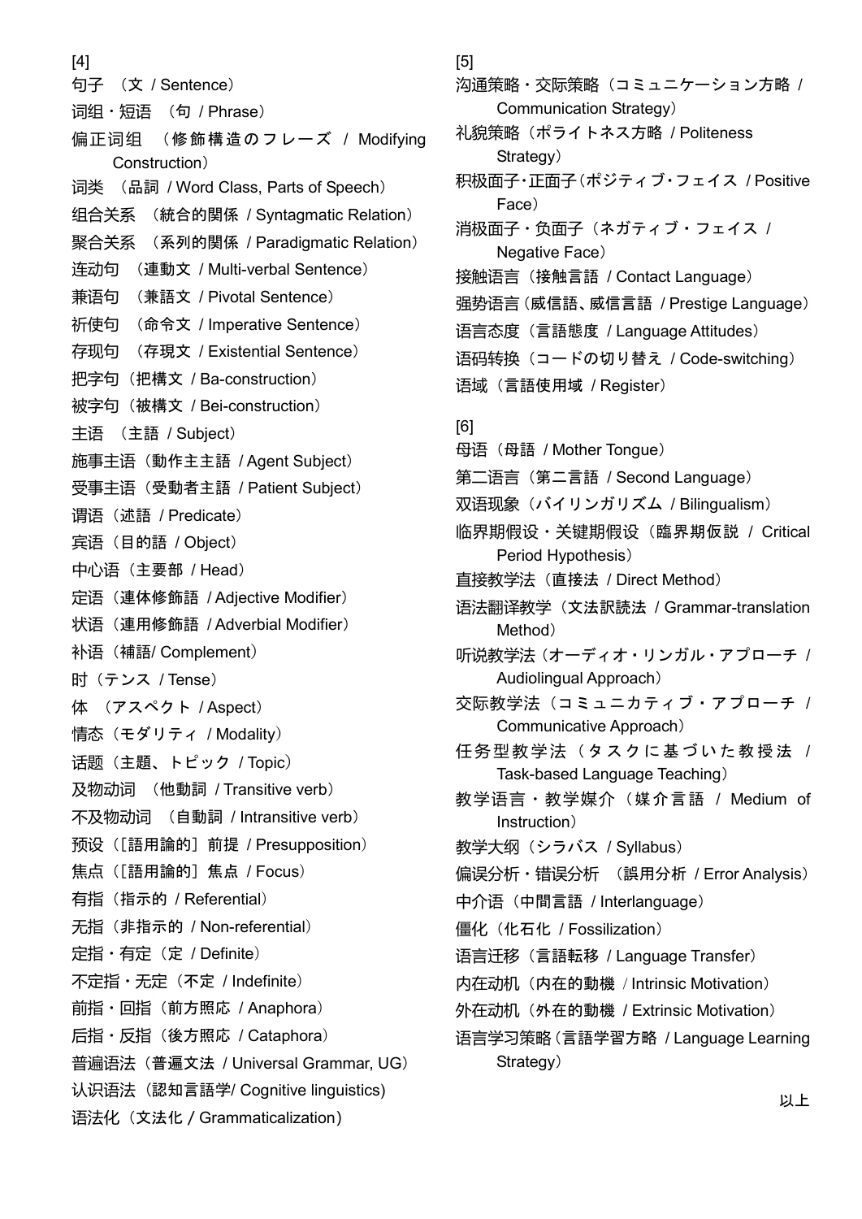[4]

句子 （文 / Sentence）

词组・短语 （句 / Phrase）

偏正词组 （修飾構造のフレーズ / Modifying Construction）

词类 （品詞 / Word Class, Parts of Speech）

组合关系 （統合的関係 / Syntagmatic Relation）

聚合关系 （系列的関係 / Paradigmatic Relation）

连动句 （連動文 / Multi-verbal Sentence）

兼语句 （兼語文 / Pivotal Sentence）

祈使句 （命令文 / Imperative Sentence）

存现句 （存現文 / Existential Sentence）

把字句（把構文 / Ba-construction）

被字句（被構文 / Bei-construction）

主语 （主語 / Subject）

施事主语（動作主主語 / Agent Subject）

受事主语（受動者主語 / Patient Subject）

谓语（述語 / Predicate）

宾语（目的語 / Object）

中心语（主要部 / Head）

定语（連体修飾語 / Adjective Modifier）

状语（連用修飾語 / Adverbial Modifier）

补语（補語/ Complement）

时（テンス / Tense）

体 （アスペクト / Aspect）

情态（モダリティ / Modality）

话题（主題、トピック / Topic）

及物动词 （他動詞 / Transitive verb）

不及物动词 （自動詞 / Intransitive verb）

预设（[語用論的］前提 / Presupposition）

焦点（[語用論的］焦点 / Focus）

有指（指示的 / Referential）

无指（非指示的 / Non-referential）

定指・有定（定 / Definite）

不定指・无定（不定 / Indefinite）

前指・回指（前方照応 / Anaphora）

后指・反指（後方照応 / Cataphora）

普遍语法（普遍文法 / Universal Grammar, UG）

认识语法（認知言語学/ Cognitive linguistics)

语法化（文法化 / Grammaticalization）

[5]

沟通策略・交际策略（コミュニケーション方略 / Communication Strategy）

礼貌策略（ポライトネス方略 / Politeness Strategy）

积极面子・正面子（ポジティブ・フェイス / Positive Face）

消极面子・负面子（ネガティブ・フェイス / Negative Face）

接触语言（接触言語 / Contact Language）

强势语言（威信語、威信言語 / Prestige Language）

语言态度（言語態度 / Language Attitudes）

语码转换（コードの切り替え / Code-switching）

语域（言語使用域 / Register）

[6]

母语（母語 / Mother Tongue）

第二语言（第二言語 / Second Language）

双语现象（バイリンガリズム / Bilingualism）

临界期假设・关键期假设（臨界期仮説 / Critical Period Hypothesis）

直接教学法（直接法 / Direct Method）

语法翻译教学（文法訳読法 / Grammar-translation Method）

听说教学法（オーディオ・リンガル・アプローチ / Audiolingual Approach）

交际教学法（コミュニカティブ・アプローチ / Communicative Approach）

任务型教学法（タスクに基づいた教授法 / Task-based Language Teaching）

教学语言・教学媒介（媒介言語 / Medium of Instruction）

教学大纲（シラバス / Syllabus）

偏误分析・错误分析 （誤用分析 / Error Analysis）

中介语（中間言語 / Interlanguage）

僵化（化石化 / Fossilization）

语言迁移（言語転移 / Language Transfer）

内在动机（内在的動機 / Intrinsic Motivation）

外在动机（外在的動機 / Extrinsic Motivation）

语言学习策略（言語学習方略 / Language Learning Strategy）

以上